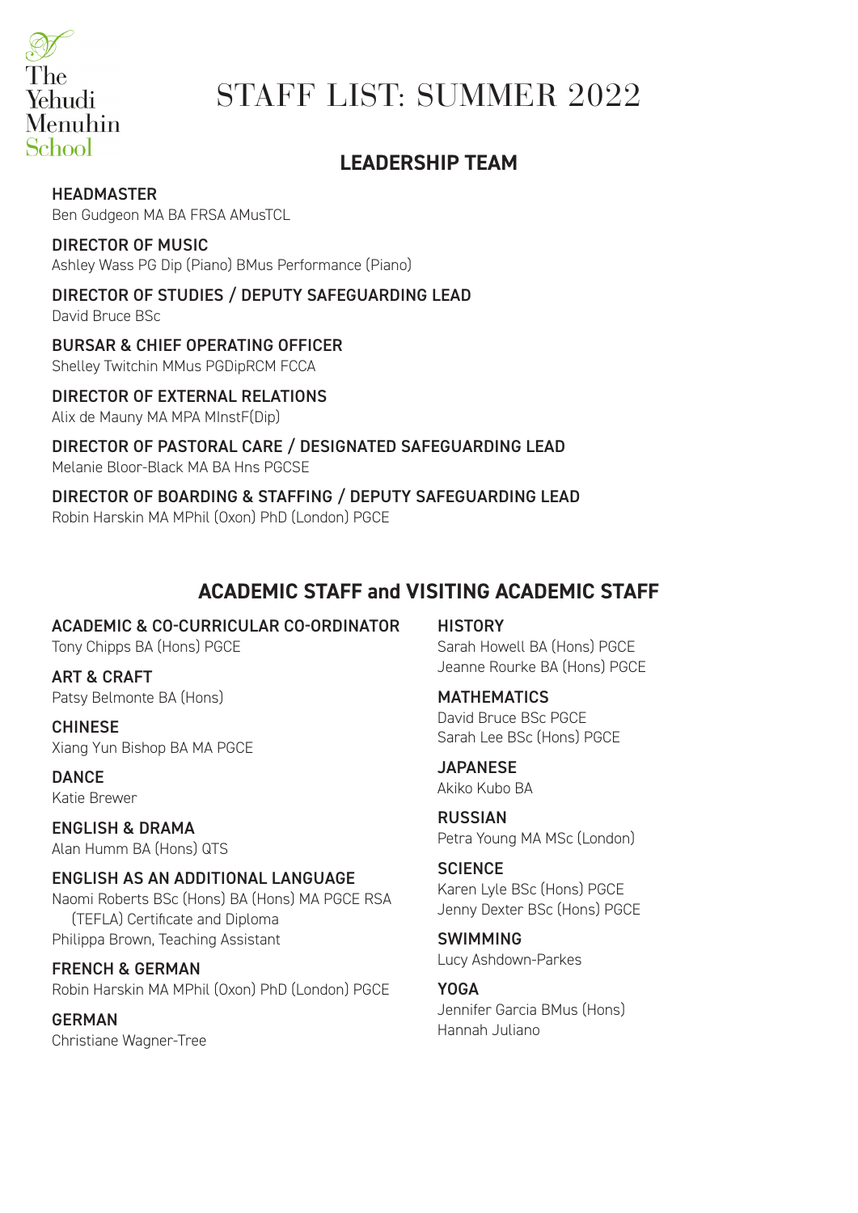The Yehudi Menuhin School

# STAFF LIST: SUMMER 2022

## LEADERSHIP TEAM

**HEADMASTER**
Ben Gudgeon MA BA FRSA AMusTCL

**DIRECTOR OF MUSIC**
Ashley Wass PG Dip (Piano) BMus Performance (Piano)

**DIRECTOR OF STUDIES / DEPUTY SAFEGUARDING LEAD**
David Bruce BSc

**BURSAR & CHIEF OPERATING OFFICER**
Shelley Twitchin MMus PGDipRCM FCCA

**DIRECTOR OF EXTERNAL RELATIONS**
Alix de Mauny MA MPA MInstF(Dip)

**DIRECTOR OF PASTORAL CARE / DESIGNATED SAFEGUARDING LEAD**
Melanie Bloor-Black MA BA Hns PGCSE

**DIRECTOR OF BOARDING & STAFFING / DEPUTY SAFEGUARDING LEAD**
Robin Harskin MA MPhil (Oxon) PhD (London) PGCE

## ACADEMIC STAFF and VISITING ACADEMIC STAFF

**ACADEMIC & CO-CURRICULAR CO-ORDINATOR**
Tony Chipps BA (Hons) PGCE

**ART & CRAFT**
Patsy Belmonte BA (Hons)

**CHINESE**
Xiang Yun Bishop BA MA PGCE

**DANCE**
Katie Brewer

**ENGLISH & DRAMA**
Alan Humm BA (Hons) QTS

**ENGLISH AS AN ADDITIONAL LANGUAGE**
Naomi Roberts BSc (Hons) BA (Hons) MA PGCE RSA (TEFLA) Certificate and Diploma
Philippa Brown, Teaching Assistant

**FRENCH & GERMAN**
Robin Harskin MA MPhil (Oxon) PhD (London) PGCE

**GERMAN**
Christiane Wagner-Tree

**HISTORY**
Sarah Howell BA (Hons) PGCE
Jeanne Rourke BA (Hons) PGCE

**MATHEMATICS**
David Bruce BSc PGCE
Sarah Lee BSc (Hons) PGCE

**JAPANESE**
Akiko Kubo BA

**RUSSIAN**
Petra Young MA MSc (London)

**SCIENCE**
Karen Lyle BSc (Hons) PGCE
Jenny Dexter BSc (Hons) PGCE

**SWIMMING**
Lucy Ashdown-Parkes

**YOGA**
Jennifer Garcia BMus (Hons)
Hannah Juliano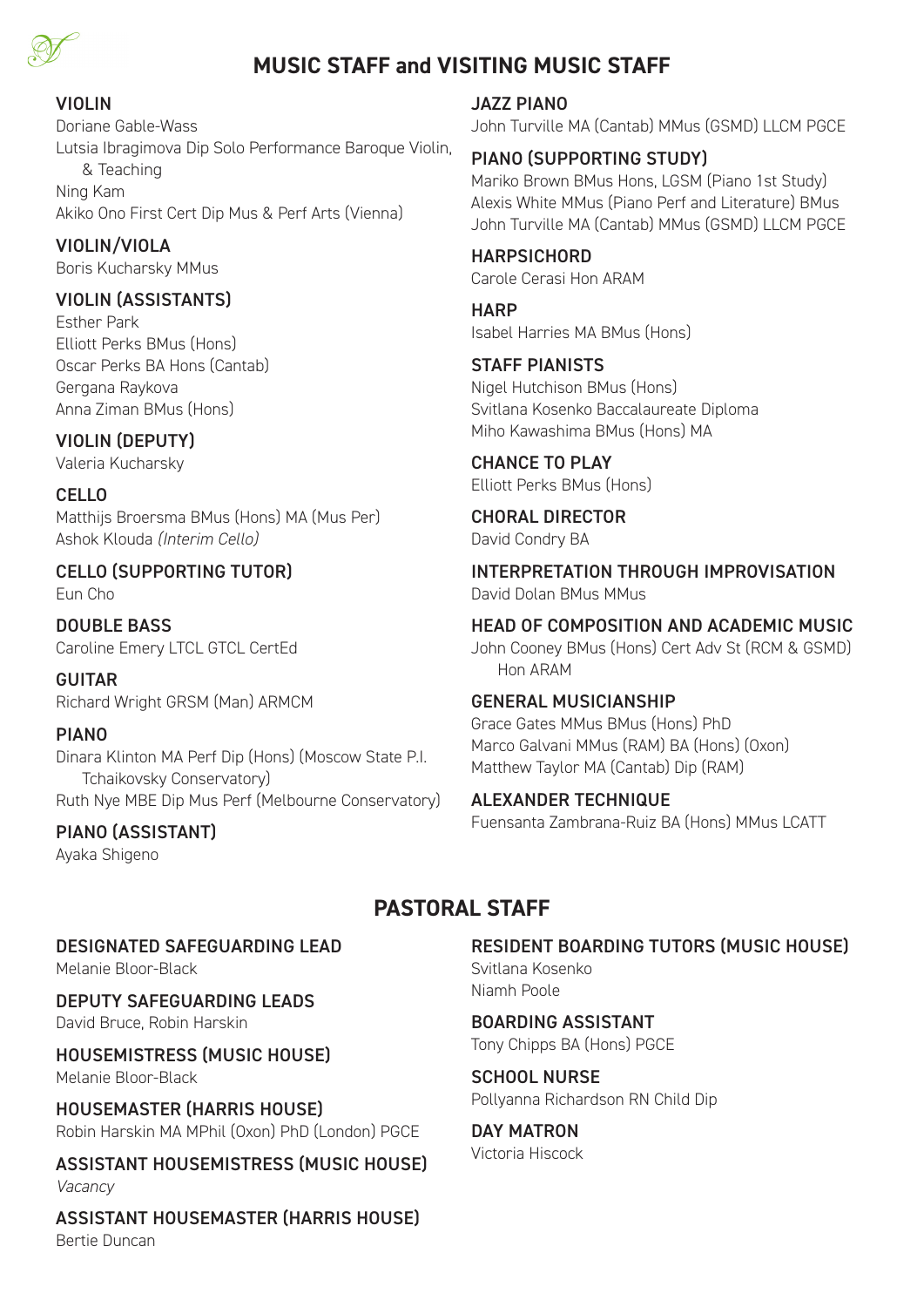## MUSIC STAFF and VISITING MUSIC STAFF

### VIOLIN
Doriane Gable-Wass
Lutsia Ibragimova Dip Solo Performance Baroque Violin, & Teaching
Ning Kam
Akiko Ono First Cert Dip Mus & Perf Arts (Vienna)

### VIOLIN/VIOLA
Boris Kucharsky MMus

### VIOLIN (ASSISTANTS)
Esther Park
Elliott Perks BMus (Hons)
Oscar Perks BA Hons (Cantab)
Gergana Raykova
Anna Ziman BMus (Hons)

### VIOLIN (DEPUTY)
Valeria Kucharsky

### CELLO
Matthijs Broersma BMus (Hons) MA (Mus Per)
Ashok Klouda *(Interim Cello)*

### CELLO (SUPPORTING TUTOR)
Eun Cho

### DOUBLE BASS
Caroline Emery LTCL GTCL CertEd

### GUITAR
Richard Wright GRSM (Man) ARMCM

### PIANO
Dinara Klinton MA Perf Dip (Hons) (Moscow State P.I. Tchaikovsky Conservatory)
Ruth Nye MBE Dip Mus Perf (Melbourne Conservatory)

### PIANO (ASSISTANT)
Ayaka Shigeno

### JAZZ PIANO
John Turville MA (Cantab) MMus (GSMD) LLCM PGCE

### PIANO (SUPPORTING STUDY)
Mariko Brown BMus Hons, LGSM (Piano 1st Study)
Alexis White MMus (Piano Perf and Literature) BMus
John Turville MA (Cantab) MMus (GSMD) LLCM PGCE

### HARPSICHORD
Carole Cerasi Hon ARAM

### HARP
Isabel Harries MA BMus (Hons)

### STAFF PIANISTS
Nigel Hutchison BMus (Hons)
Svitlana Kosenko Baccalaureate Diploma
Miho Kawashima BMus (Hons) MA

### CHANCE TO PLAY
Elliott Perks BMus (Hons)

### CHORAL DIRECTOR
David Condry BA

### INTERPRETATION THROUGH IMPROVISATION
David Dolan BMus MMus

### HEAD OF COMPOSITION AND ACADEMIC MUSIC
John Cooney BMus (Hons) Cert Adv St (RCM & GSMD) Hon ARAM

### GENERAL MUSICIANSHIP
Grace Gates MMus BMus (Hons) PhD
Marco Galvani MMus (RAM) BA (Hons) (Oxon)
Matthew Taylor MA (Cantab) Dip (RAM)

### ALEXANDER TECHNIQUE
Fuensanta Zambrana-Ruiz BA (Hons) MMus LCATT

## PASTORAL STAFF

### DESIGNATED SAFEGUARDING LEAD
Melanie Bloor-Black

### DEPUTY SAFEGUARDING LEADS
David Bruce, Robin Harskin

### HOUSEMISTRESS (MUSIC HOUSE)
Melanie Bloor-Black

### HOUSEMASTER (HARRIS HOUSE)
Robin Harskin MA MPhil (Oxon) PhD (London) PGCE

### ASSISTANT HOUSEMISTRESS (MUSIC HOUSE)
*Vacancy*

### ASSISTANT HOUSEMASTER (HARRIS HOUSE)
Bertie Duncan

### RESIDENT BOARDING TUTORS (MUSIC HOUSE)
Svitlana Kosenko
Niamh Poole

### BOARDING ASSISTANT
Tony Chipps BA (Hons) PGCE

### SCHOOL NURSE
Pollyanna Richardson RN Child Dip

### DAY MATRON
Victoria Hiscock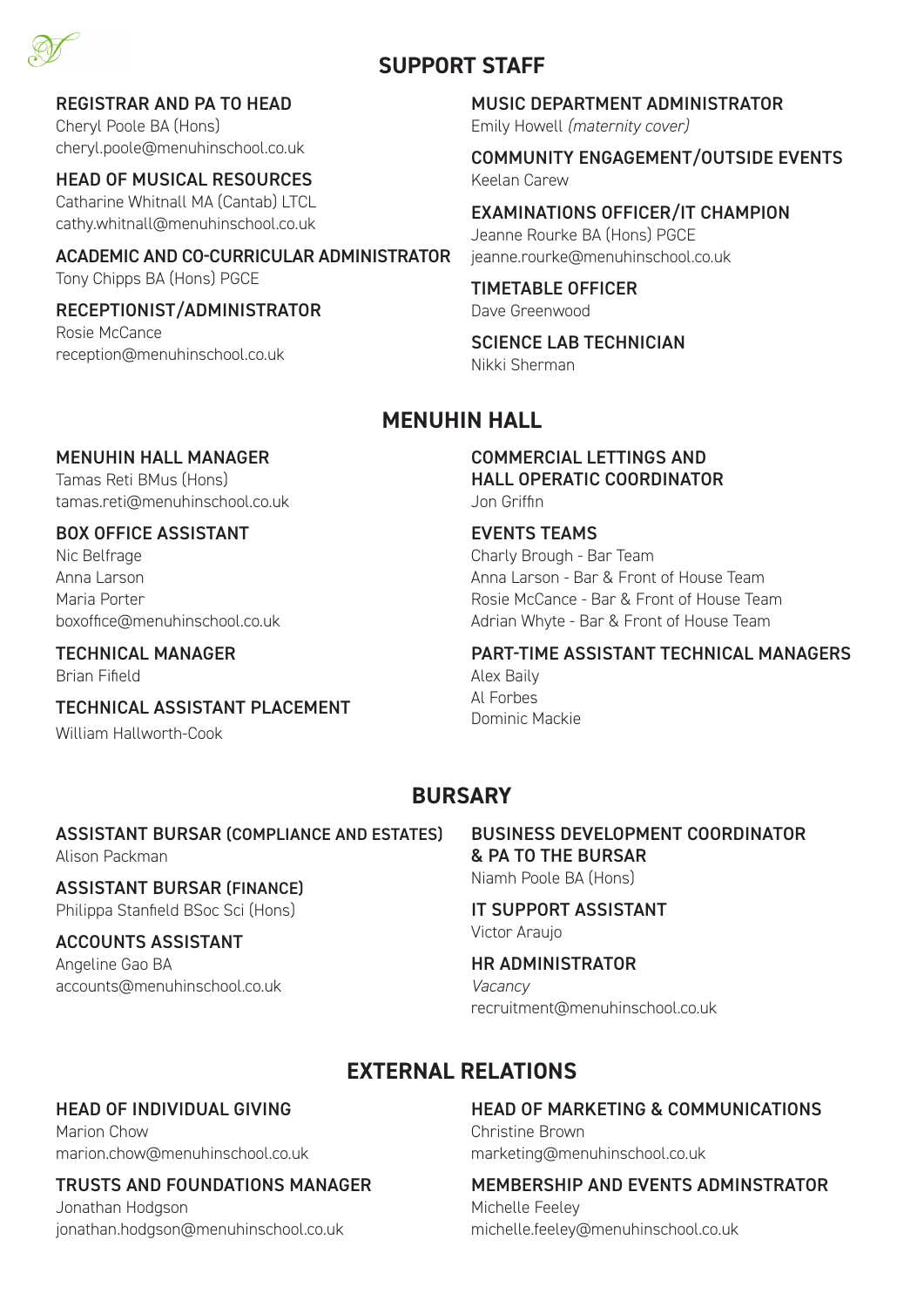## SUPPORT STAFF

**REGISTRAR AND PA TO HEAD**
Cheryl Poole BA (Hons)
cheryl.poole@menuhinschool.co.uk

**HEAD OF MUSICAL RESOURCES**
Catharine Whitnall MA (Cantab) LTCL
cathy.whitnall@menuhinschool.co.uk

**ACADEMIC AND CO-CURRICULAR ADMINISTRATOR**
Tony Chipps BA (Hons) PGCE

**RECEPTIONIST/ADMINISTRATOR**
Rosie McCance
reception@menuhinschool.co.uk

**MUSIC DEPARTMENT ADMINISTRATOR**
Emily Howell *(maternity cover)*

**COMMUNITY ENGAGEMENT/OUTSIDE EVENTS**
Keelan Carew

**EXAMINATIONS OFFICER/IT CHAMPION**
Jeanne Rourke BA (Hons) PGCE
jeanne.rourke@menuhinschool.co.uk

**TIMETABLE OFFICER**
Dave Greenwood

**SCIENCE LAB TECHNICIAN**
Nikki Sherman

## MENUHIN HALL

**MENUHIN HALL MANAGER**
Tamas Reti BMus (Hons)
tamas.reti@menuhinschool.co.uk

**BOX OFFICE ASSISTANT**
Nic Belfrage
Anna Larson
Maria Porter
boxoffice@menuhinschool.co.uk

**TECHNICAL MANAGER**
Brian Fifield

**TECHNICAL ASSISTANT PLACEMENT**
William Hallworth-Cook

**COMMERCIAL LETTINGS AND HALL OPERATIC COORDINATOR**
Jon Griffin

**EVENTS TEAMS**
Charly Brough - Bar Team
Anna Larson - Bar & Front of House Team
Rosie McCance - Bar & Front of House Team
Adrian Whyte - Bar & Front of House Team

**PART-TIME ASSISTANT TECHNICAL MANAGERS**
Alex Baily
Al Forbes
Dominic Mackie

## BURSARY

**ASSISTANT BURSAR (COMPLIANCE AND ESTATES)**
Alison Packman

**ASSISTANT BURSAR (FINANCE)**
Philippa Stanfield BSoc Sci (Hons)

**ACCOUNTS ASSISTANT**
Angeline Gao BA
accounts@menuhinschool.co.uk

**BUSINESS DEVELOPMENT COORDINATOR & PA TO THE BURSAR**
Niamh Poole BA (Hons)

**IT SUPPORT ASSISTANT**
Victor Araujo

**HR ADMINISTRATOR**
*Vacancy*
recruitment@menuhinschool.co.uk

## EXTERNAL RELATIONS

**HEAD OF INDIVIDUAL GIVING**
Marion Chow
marion.chow@menuhinschool.co.uk

**TRUSTS AND FOUNDATIONS MANAGER**
Jonathan Hodgson
jonathan.hodgson@menuhinschool.co.uk

**HEAD OF MARKETING & COMMUNICATIONS**
Christine Brown
marketing@menuhinschool.co.uk

**MEMBERSHIP AND EVENTS ADMINSTRATOR**
Michelle Feeley
michelle.feeley@menuhinschool.co.uk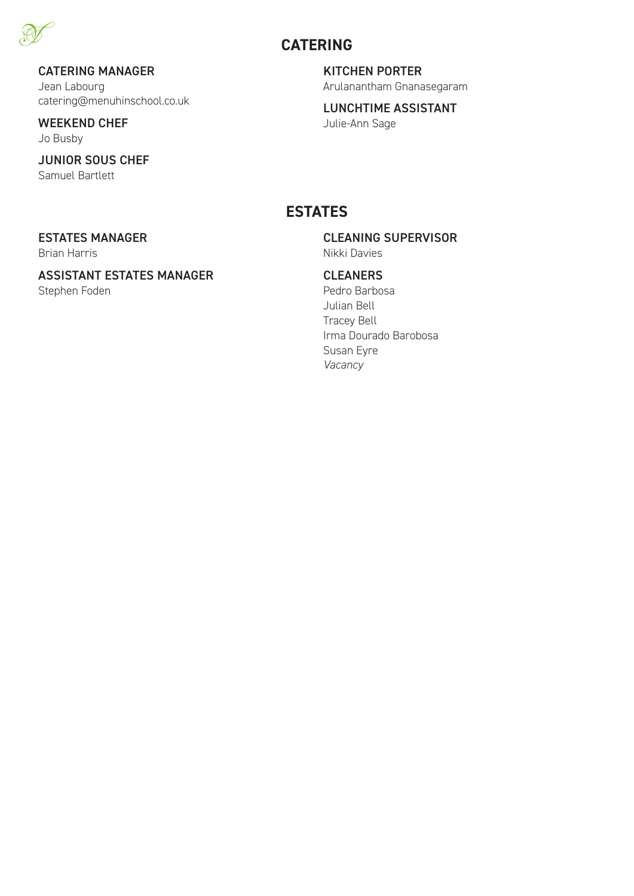## CATERING

**CATERING MANAGER**
Jean Labourg
catering@menuhinschool.co.uk

**WEEKEND CHEF**
Jo Busby

**JUNIOR SOUS CHEF**
Samuel Bartlett

**KITCHEN PORTER**
Arulanantham Gnanasegaram

**LUNCHTIME ASSISTANT**
Julie-Ann Sage

## ESTATES

**ESTATES MANAGER**
Brian Harris

**ASSISTANT ESTATES MANAGER**
Stephen Foden

**CLEANING SUPERVISOR**
Nikki Davies

**CLEANERS**
Pedro Barbosa
Julian Bell
Tracey Bell
Irma Dourado Barobosa
Susan Eyre
*Vacancy*